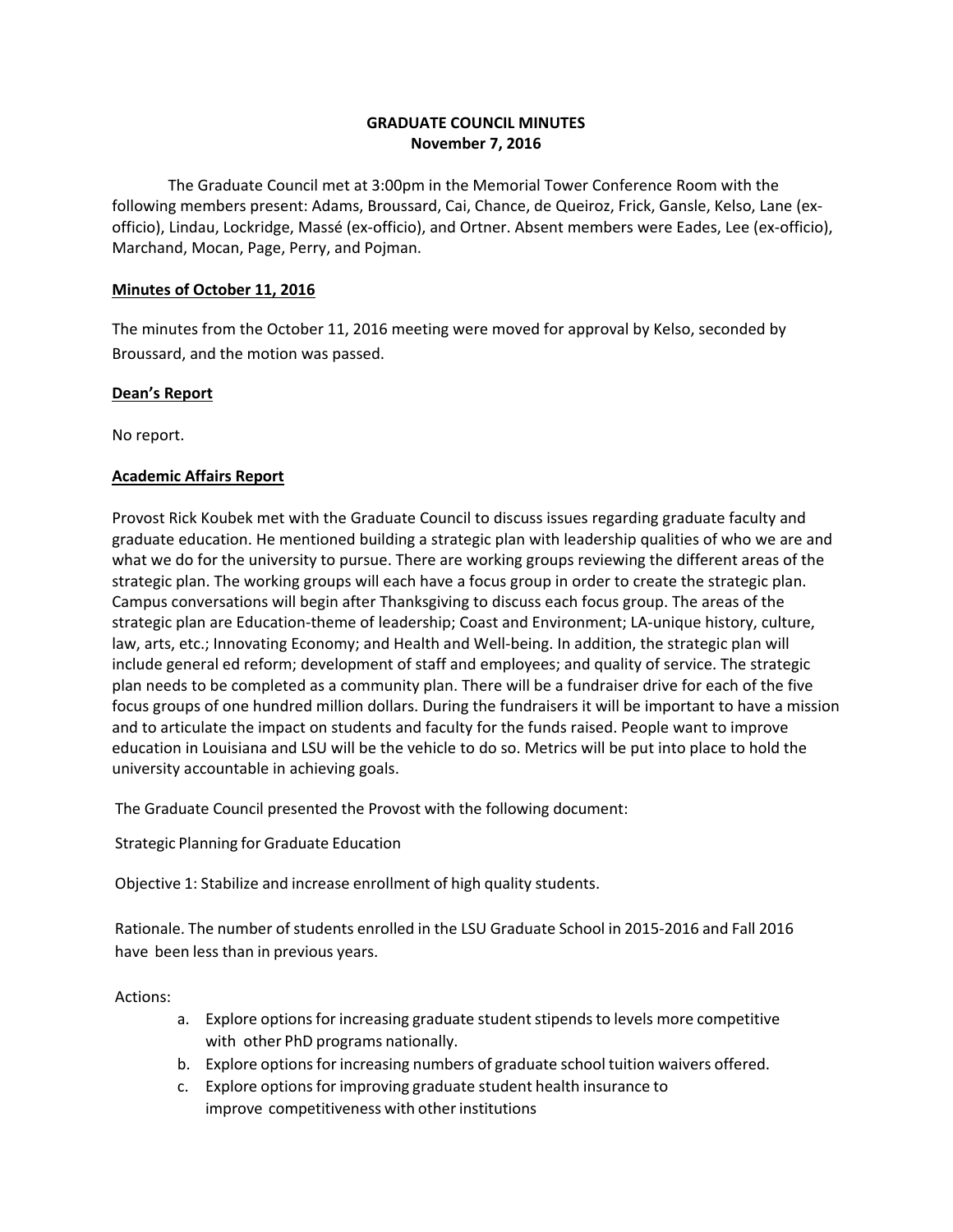# GRADUATE COUNCIL MINUTES
## November 7, 2016

The Graduate Council met at 3:00pm in the Memorial Tower Conference Room with the following members present: Adams, Broussard, Cai, Chance, de Queiroz, Frick, Gansle, Kelso, Lane (ex-officio), Lindau, Lockridge, Massé (ex-officio), and Ortner. Absent members were Eades, Lee (ex-officio), Marchand, Mocan, Page, Perry, and Pojman.

### Minutes of October 11, 2016

The minutes from the October 11, 2016 meeting were moved for approval by Kelso, seconded by Broussard, and the motion was passed.

### Dean's Report

No report.

### Academic Affairs Report

Provost Rick Koubek met with the Graduate Council to discuss issues regarding graduate faculty and graduate education. He mentioned building a strategic plan with leadership qualities of who we are and what we do for the university to pursue. There are working groups reviewing the different areas of the strategic plan. The working groups will each have a focus group in order to create the strategic plan. Campus conversations will begin after Thanksgiving to discuss each focus group. The areas of the strategic plan are Education-theme of leadership; Coast and Environment; LA-unique history, culture, law, arts, etc.; Innovating Economy; and Health and Well-being. In addition, the strategic plan will include general ed reform; development of staff and employees; and quality of service. The strategic plan needs to be completed as a community plan. There will be a fundraiser drive for each of the five focus groups of one hundred million dollars. During the fundraisers it will be important to have a mission and to articulate the impact on students and faculty for the funds raised. People want to improve education in Louisiana and LSU will be the vehicle to do so. Metrics will be put into place to hold the university accountable in achieving goals.

The Graduate Council presented the Provost with the following document:

Strategic Planning for Graduate Education

Objective 1: Stabilize and increase enrollment of high quality students.

Rationale. The number of students enrolled in the LSU Graduate School in 2015-2016 and Fall 2016 have been less than in previous years.

Actions:

a. Explore options for increasing graduate student stipends to levels more competitive with other PhD programs nationally.
b. Explore options for increasing numbers of graduate school tuition waivers offered.
c. Explore options for improving graduate student health insurance to improve competitiveness with other institutions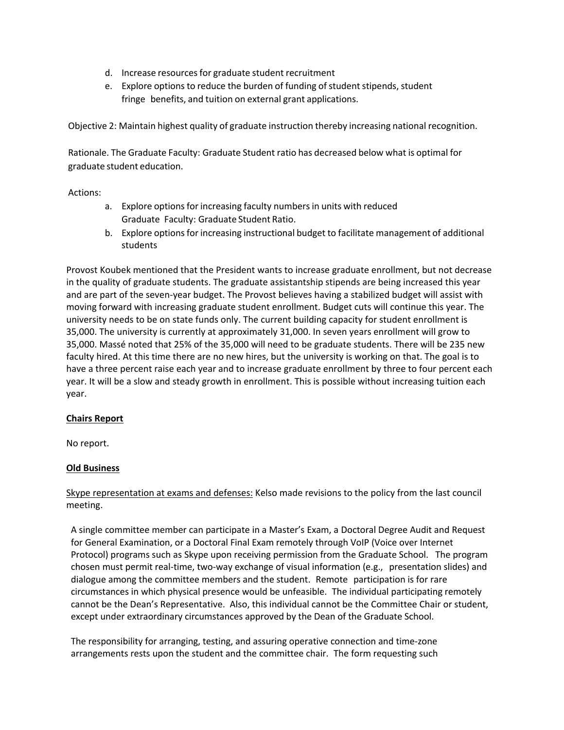d. Increase resources for graduate student recruitment
e. Explore options to reduce the burden of funding of student stipends, student fringe benefits, and tuition on external grant applications.

Objective 2: Maintain highest quality of graduate instruction thereby increasing national recognition.

Rationale. The Graduate Faculty: Graduate Student ratio has decreased below what is optimal for graduate student education.

Actions:

a. Explore options for increasing faculty numbers in units with reduced Graduate Faculty: Graduate Student Ratio.
b. Explore options for increasing instructional budget to facilitate management of additional students

Provost Koubek mentioned that the President wants to increase graduate enrollment, but not decrease in the quality of graduate students. The graduate assistantship stipends are being increased this year and are part of the seven-year budget. The Provost believes having a stabilized budget will assist with moving forward with increasing graduate student enrollment. Budget cuts will continue this year. The university needs to be on state funds only. The current building capacity for student enrollment is 35,000. The university is currently at approximately 31,000. In seven years enrollment will grow to 35,000. Massé noted that 25% of the 35,000 will need to be graduate students. There will be 235 new faculty hired. At this time there are no new hires, but the university is working on that. The goal is to have a three percent raise each year and to increase graduate enrollment by three to four percent each year. It will be a slow and steady growth in enrollment. This is possible without increasing tuition each year.

**Chairs Report**

No report.

**Old Business**

Skype representation at exams and defenses: Kelso made revisions to the policy from the last council meeting.

A single committee member can participate in a Master's Exam, a Doctoral Degree Audit and Request for General Examination, or a Doctoral Final Exam remotely through VoIP (Voice over Internet Protocol) programs such as Skype upon receiving permission from the Graduate School. The program chosen must permit real-time, two-way exchange of visual information (e.g., presentation slides) and dialogue among the committee members and the student. Remote participation is for rare circumstances in which physical presence would be unfeasible. The individual participating remotely cannot be the Dean's Representative. Also, this individual cannot be the Committee Chair or student, except under extraordinary circumstances approved by the Dean of the Graduate School.

The responsibility for arranging, testing, and assuring operative connection and time-zone arrangements rests upon the student and the committee chair. The form requesting such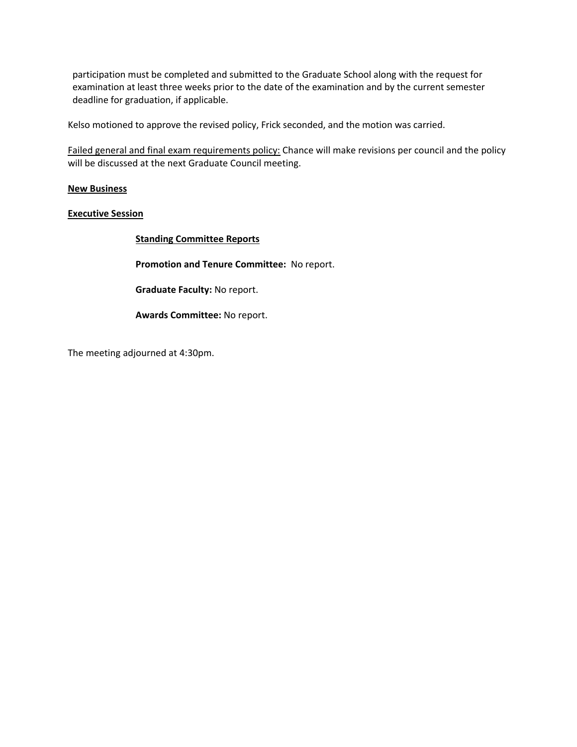participation must be completed and submitted to the Graduate School along with the request for examination at least three weeks prior to the date of the examination and by the current semester deadline for graduation, if applicable.

Kelso motioned to approve the revised policy, Frick seconded, and the motion was carried.

<u>Failed general and final exam requirements policy:</u> Chance will make revisions per council and the policy will be discussed at the next Graduate Council meeting.

**<u>New Business</u>**

**<u>Executive Session</u>**

**<u>Standing Committee Reports</u>**

**Promotion and Tenure Committee:** No report.

**Graduate Faculty:** No report.

**Awards Committee:** No report.

The meeting adjourned at 4:30pm.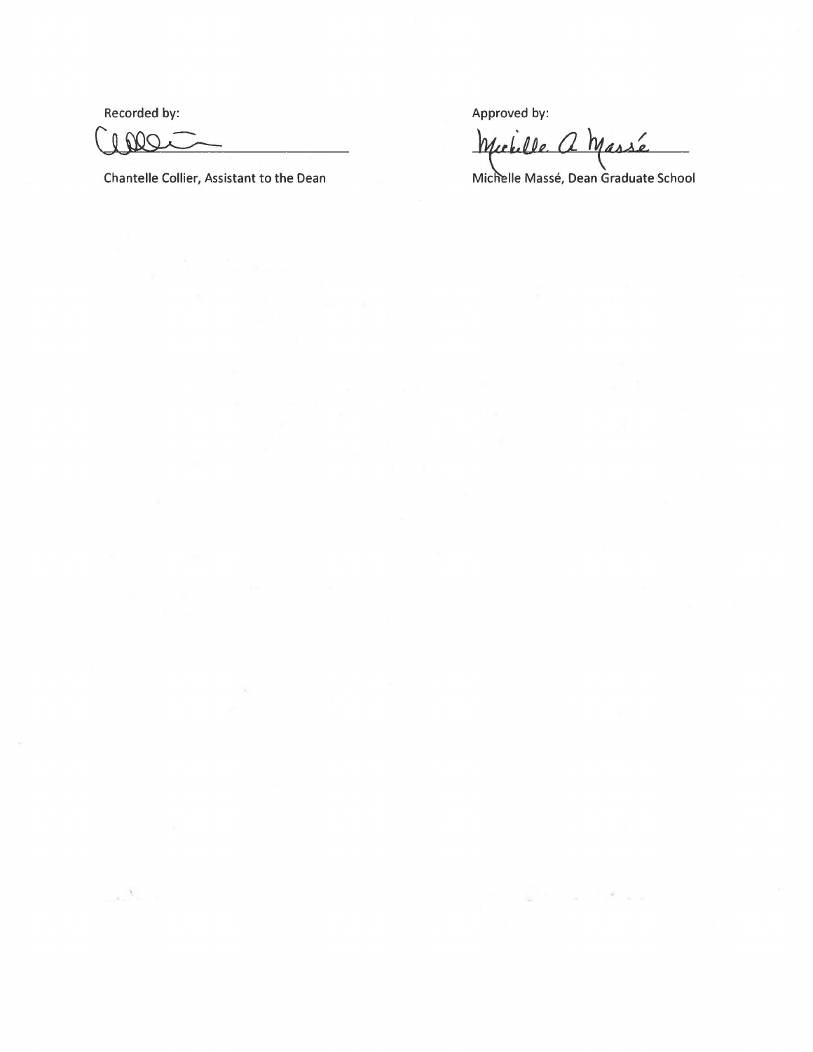Recorded by:

Chantelle Collier, Assistant to the Dean

Approved by:

Michelle Massé, Dean Graduate School